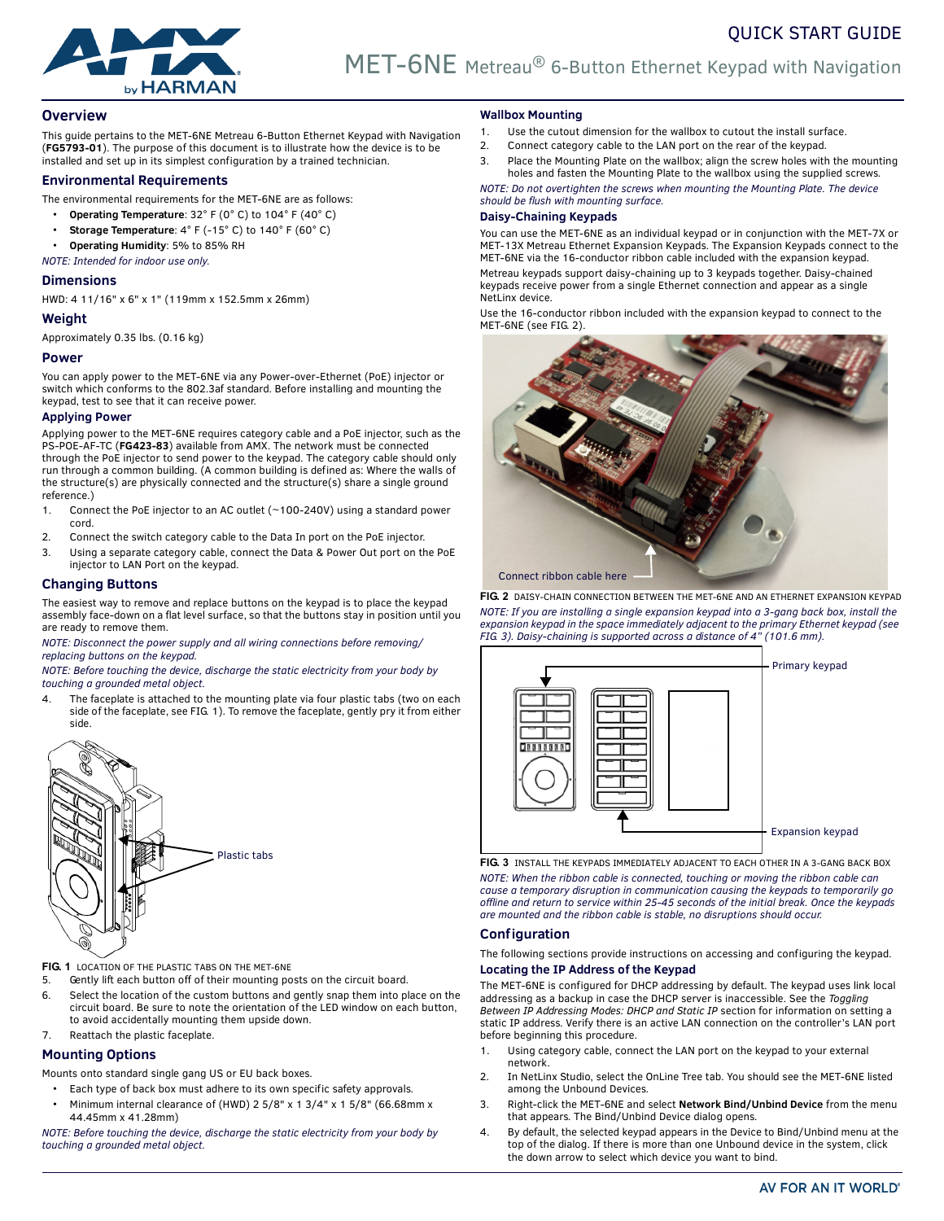QUICK START GUIDE

# MET-6NE Metreau® 6-Button Ethernet Keypad with Navigation

## Overview

This guide pertains to the MET-6NE Metreau 6-Button Ethernet Keypad with Navigation (**FG5793-01**). The purpose of this document is to illustrate how the device is to be installed and set up in its simplest configuration by a trained technician.

## Environmental Requirements

The environmental requirements for the MET-6NE are as follows:

- **Operating Temperature**: 32° F (0° C) to 104° F (40° C)
- **Storage Temperature**: 4° F (-15° C) to 140° F (60° C)
- **Operating Humidity**: 5% to 85% RH

*NOTE: Intended for indoor use only.*

## Dimensions

HWD: 4 11/16" x 6" x 1" (119mm x 152.5mm x 26mm)

## Weight

Approximately 0.35 lbs. (0.16 kg)

## Power

You can apply power to the MET-6NE via any Power-over-Ethernet (PoE) injector or switch which conforms to the 802.3af standard. Before installing and mounting the keypad, test to see that it can receive power.

### Applying Power

Applying power to the MET-6NE requires category cable and a PoE injector, such as the PS-POE-AF-TC (**FG423-83**) available from AMX. The network must be connected through the PoE injector to send power to the keypad. The category cable should only run through a common building. (A common building is defined as: Where the walls of the structure(s) are physically connected and the structure(s) share a single ground reference.)

1. Connect the PoE injector to an AC outlet (~100-240V) using a standard power cord.
2. Connect the switch category cable to the Data In port on the PoE injector.
3. Using a separate category cable, connect the Data & Power Out port on the PoE injector to LAN Port on the keypad.

## Changing Buttons

The easiest way to remove and replace buttons on the keypad is to place the keypad assembly face-down on a flat level surface, so that the buttons stay in position until you are ready to remove them.

*NOTE: Disconnect the power supply and all wiring connections before removing/ replacing buttons on the keypad.*

*NOTE: Before touching the device, discharge the static electricity from your body by touching a grounded metal object.*

4. The faceplate is attached to the mounting plate via four plastic tabs (two on each side of the faceplate, see FIG. 1). To remove the faceplate, gently pry it from either side.

Plastic tabs

**FIG. 1** LOCATION OF THE PLASTIC TABS ON THE MET-6NE

5. Gently lift each button off of their mounting posts on the circuit board.
6. Select the location of the custom buttons and gently snap them into place on the circuit board. Be sure to note the orientation of the LED window on each button, to avoid accidentally mounting them upside down.
7. Reattach the plastic faceplate.

## Mounting Options

Mounts onto standard single gang US or EU back boxes.

- Each type of back box must adhere to its own specific safety approvals.
- Minimum internal clearance of (HWD) 2 5/8" x 1 3/4" x 1 5/8" (66.68mm x 44.45mm x 41.28mm)

*NOTE: Before touching the device, discharge the static electricity from your body by touching a grounded metal object.*

### Wallbox Mounting

1. Use the cutout dimension for the wallbox to cutout the install surface.
2. Connect category cable to the LAN port on the rear of the keypad.
3. Place the Mounting Plate on the wallbox; align the screw holes with the mounting holes and fasten the Mounting Plate to the wallbox using the supplied screws.

*NOTE: Do not overtighten the screws when mounting the Mounting Plate. The device should be flush with mounting surface.*

### Daisy-Chaining Keypads

You can use the MET-6NE as an individual keypad or in conjunction with the MET-7X or MET-13X Metreau Ethernet Expansion Keypads. The Expansion Keypads connect to the MET-6NE via the 16-conductor ribbon cable included with the expansion keypad.

Metreau keypads support daisy-chaining up to 3 keypads together. Daisy-chained keypads receive power from a single Ethernet connection and appear as a single NetLinx device.

Use the 16-conductor ribbon included with the expansion keypad to connect to the MET-6NE (see FIG. 2).

Connect ribbon cable here

**FIG. 2** DAISY-CHAIN CONNECTION BETWEEN THE MET-6NE AND AN ETHERNET EXPANSION KEYPAD

*NOTE: If you are installing a single expansion keypad into a 3-gang back box, install the expansion keypad in the space immediately adjacent to the primary Ethernet keypad (see FIG. 3). Daisy-chaining is supported across a distance of 4" (101.6 mm).*

Primary keypad

Expansion keypad

**FIG. 3** INSTALL THE KEYPADS IMMEDIATELY ADJACENT TO EACH OTHER IN A 3-GANG BACK BOX

*NOTE: When the ribbon cable is connected, touching or moving the ribbon cable can cause a temporary disruption in communication causing the keypads to temporarily go offline and return to service within 25-45 seconds of the initial break. Once the keypads are mounted and the ribbon cable is stable, no disruptions should occur.*

## Configuration

The following sections provide instructions on accessing and configuring the keypad.

### Locating the IP Address of the Keypad

The MET-6NE is configured for DHCP addressing by default. The keypad uses link local addressing as a backup in case the DHCP server is inaccessible. See the *Toggling Between IP Addressing Modes: DHCP and Static IP* section for information on setting a static IP address. Verify there is an active LAN connection on the controller's LAN port before beginning this procedure.

1. Using category cable, connect the LAN port on the keypad to your external network.
2. In NetLinx Studio, select the OnLine Tree tab. You should see the MET-6NE listed among the Unbound Devices.
3. Right-click the MET-6NE and select **Network Bind/Unbind Device** from the menu that appears. The Bind/Unbind Device dialog opens.
4. By default, the selected keypad appears in the Device to Bind/Unbind menu at the top of the dialog. If there is more than one Unbound device in the system, click the down arrow to select which device you want to bind.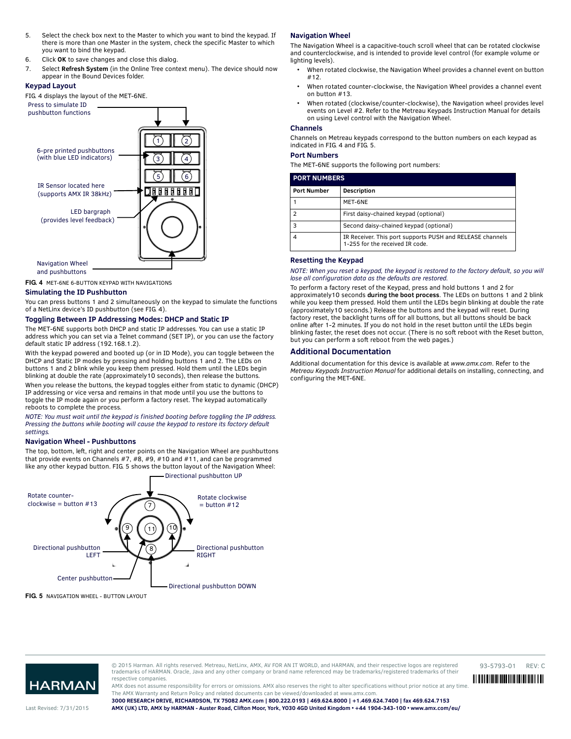5. Select the check box next to the Master to which you want to bind the keypad. If there is more than one Master in the system, check the specific Master to which you want to bind the keypad.
6. Click **OK** to save changes and close this dialog.
7. Select **Refresh System** (in the Online Tree context menu). The device should now appear in the Bound Devices folder.

### Keypad Layout

FIG. 4 displays the layout of the MET-6NE.

Press to simulate ID pushbutton functions

6-pre printed pushbuttons (with blue LED indicators)

IR Sensor located here (supports AMX IR 38kHz)

LED bargraph (provides level feedback)

Navigation Wheel and pushbuttons

**FIG. 4** MET-6NE 6-BUTTON KEYPAD WITH NAVIGATIONS

### Simulating the ID Pushbutton

You can press buttons 1 and 2 simultaneously on the keypad to simulate the functions of a NetLinx device's ID pushbutton (see FIG. 4).

### Toggling Between IP Addressing Modes: DHCP and Static IP

The MET-6NE supports both DHCP and static IP addresses. You can use a static IP address which you can set via a Telnet command (SET IP), or you can use the factory default static IP address (192.168.1.2).

With the keypad powered and booted up (or in ID Mode), you can toggle between the DHCP and Static IP modes by pressing and holding buttons 1 and 2. The LEDs on buttons 1 and 2 blink while you keep them pressed. Hold them until the LEDs begin blinking at double the rate (approximately10 seconds), then release the buttons.

When you release the buttons, the keypad toggles either from static to dynamic (DHCP) IP addressing or vice versa and remains in that mode until you use the buttons to toggle the IP mode again or you perform a factory reset. The keypad automatically reboots to complete the process.

*NOTE: You must wait until the keypad is finished booting before toggling the IP address. Pressing the buttons while booting will cause the keypad to restore its factory default settings.*

### Navigation Wheel - Pushbuttons

The top, bottom, left, right and center points on the Navigation Wheel are pushbuttons that provide events on Channels #7, #8, #9, #10 and #11, and can be programmed like any other keypad button. FIG. 5 shows the button layout of the Navigation Wheel:

Directional pushbutton UP

Rotate counter-clockwise = button #13

Rotate clockwise = button #12

Directional pushbutton LEFT

Directional pushbutton RIGHT

Center pushbutton

Directional pushbutton DOWN

**FIG. 5** NAVIGATION WHEEL - BUTTON LAYOUT

### Navigation Wheel

The Navigation Wheel is a capacitive-touch scroll wheel that can be rotated clockwise and counterclockwise, and is intended to provide level control (for example volume or lighting levels).

- When rotated clockwise, the Navigation Wheel provides a channel event on button #12.
- When rotated counter-clockwise, the Navigation Wheel provides a channel event on button #13.
- When rotated (clockwise/counter-clockwise), the Navigation wheel provides level events on Level #2. Refer to the Metreau Keypads Instruction Manual for details on using Level control with the Navigation Wheel.

### Channels

Channels on Metreau keypads correspond to the button numbers on each keypad as indicated in FIG. 4 and FIG. 5.

### Port Numbers

The MET-6NE supports the following port numbers:

| PORT NUMBERS | |
|---|---|
| **Port Number** | **Description** |
| 1 | MET-6NE |
| 2 | First daisy-chained keypad (optional) |
| 3 | Second daisy-chained keypad (optional) |
| 4 | IR Receiver. This port supports PUSH and RELEASE channels 1-255 for the received IR code. |

### Resetting the Keypad

*NOTE: When you reset a keypad, the keypad is restored to the factory default, so you will lose all configuration data as the defaults are restored.*

To perform a factory reset of the Keypad, press and hold buttons 1 and 2 for approximately10 seconds **during the boot process**. The LEDs on buttons 1 and 2 blink while you keep them pressed. Hold them until the LEDs begin blinking at double the rate (approximately10 seconds.) Release the buttons and the keypad will reset. During factory reset, the backlight turns off for all buttons, but all buttons should be back online after 1-2 minutes. If you do not hold in the reset button until the LEDs begin blinking faster, the reset does not occur. (There is no soft reboot with the Reset button, but you can perform a soft reboot from the web pages.)

## Additional Documentation

Additional documentation for this device is available at *www.amx.com*. Refer to the *Metreau Keypads Instruction Manual* for additional details on installing, connecting, and configuring the MET-6NE.

© 2015 Harman. All rights reserved. Metreau, NetLinx, AMX, AV FOR AN IT WORLD, and HARMAN, and their respective logos are registered trademarks of HARMAN. Oracle, Java and any other company or brand name referenced may be trademarks/registered trademarks of their respective companies.
AMX does not assume responsibility for errors or omissions. AMX also reserves the right to alter specifications without prior notice at any time.
The AMX Warranty and Return Policy and related documents can be viewed/downloaded at www.amx.com.
**3000 RESEARCH DRIVE, RICHARDSON, TX 75082 AMX.com | 800.222.0193 | 469.624.8000 | +1.469.624.7400 | fax 469.624.7153**
**AMX (UK) LTD, AMX by HARMAN - Auster Road, Clifton Moor, York, YO30 4GD United Kingdom • +44 1904-343-100 • www.amx.com/eu/**

93-5793-01 REV: C

Last Revised: 7/31/2015